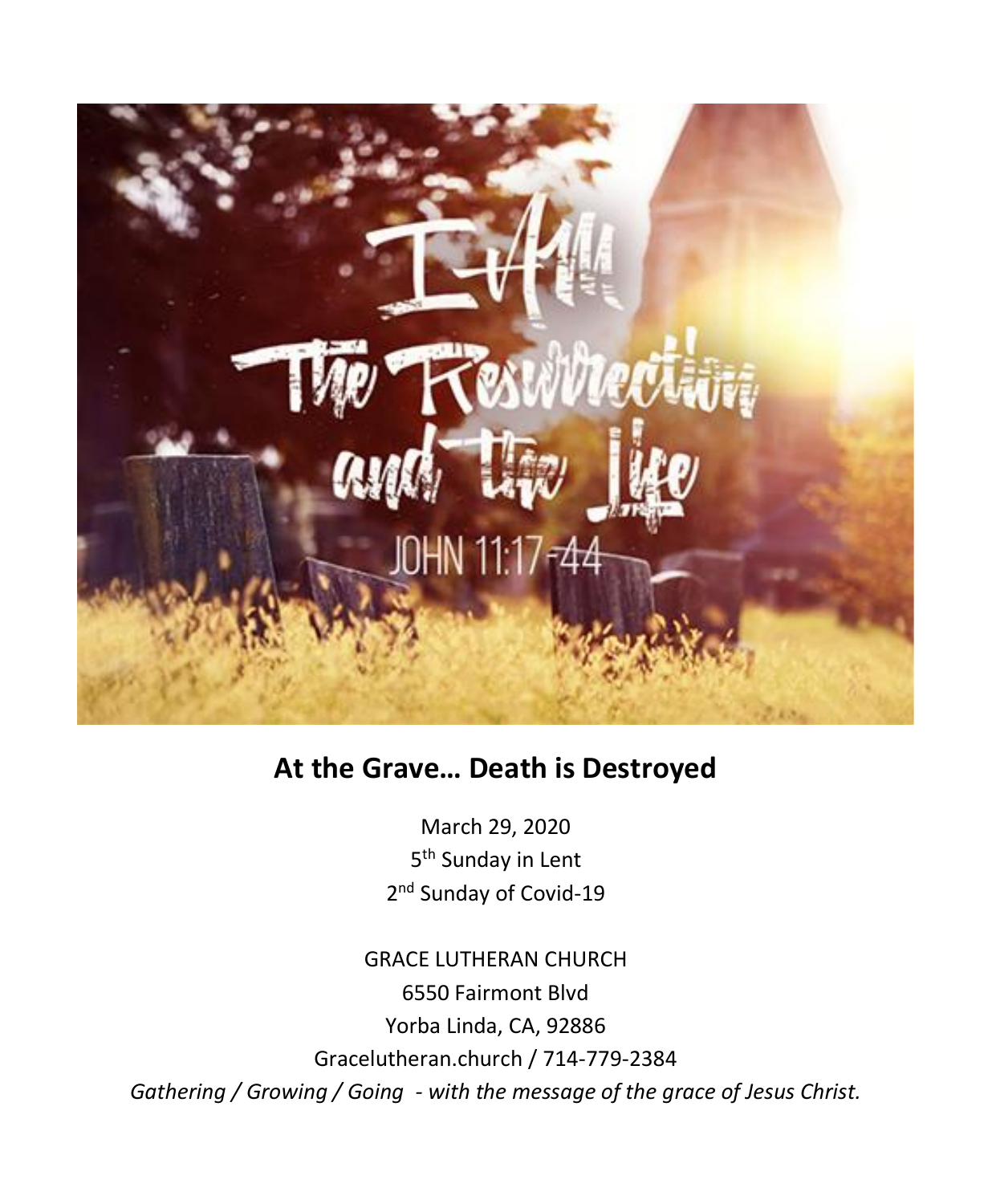# At the Grave… Death is Destroyed

March 29, 2020

5th Sunday in Lent

2nd Sunday of Covid-19

GRACE LUTHERAN CHURCH

6550 Fairmont Blvd

Yorba Linda, CA, 92886

Gracelutheran.church / 714-779-2384

*Gathering / Growing / Going - with the message of the grace of Jesus Christ.*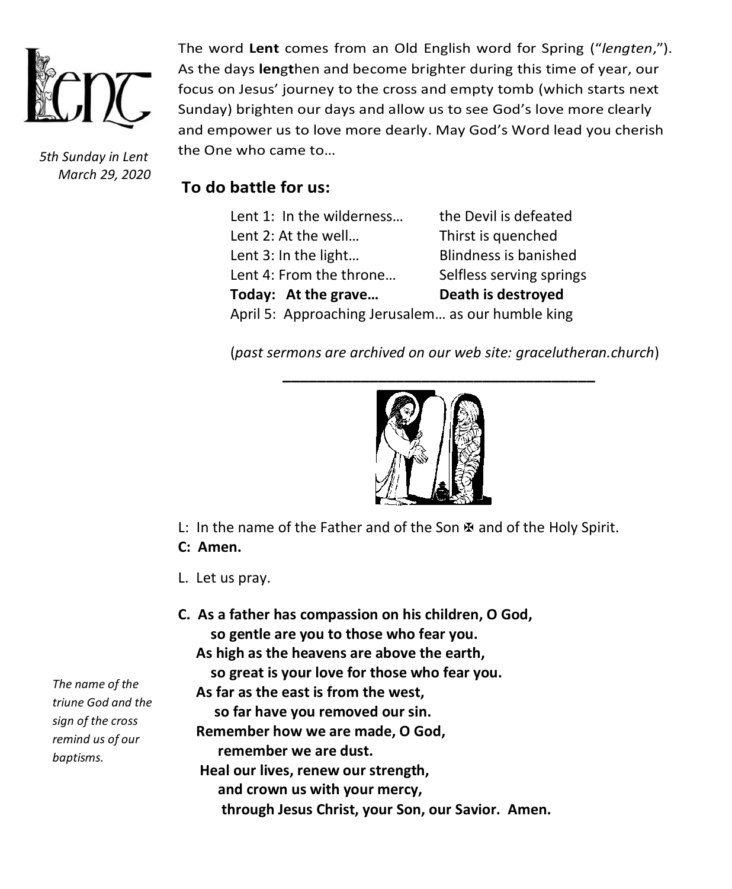# Lent

*5th Sunday in Lent*
*March 29, 2020*

The word **Lent** comes from an Old English word for Spring ("*lengten*,"). As the days **len**g**t**hen and become brighter during this time of year, our focus on Jesus' journey to the cross and empty tomb (which starts next Sunday) brighten our days and allow us to see God's love more clearly and empower us to love more dearly. May God's Word lead you cherish the One who came to…

## To do battle for us:

| | |
|---|---|
| Lent 1: In the wilderness… | the Devil is defeated |
| Lent 2: At the well… | Thirst is quenched |
| Lent 3: In the light… | Blindness is banished |
| Lent 4: From the throne… | Selfless serving springs |
| **Today: At the grave…** | **Death is destroyed** |

April 5: Approaching Jerusalem… as our humble king

(*past sermons are archived on our web site: gracelutheran.church*)

---

L: In the name of the Father and of the Son ✠ and of the Holy Spirit.
**C: Amen.**

L. Let us pray.

**C. As a father has compassion on his children, O God,**
**so gentle are you to those who fear you.**
**As high as the heavens are above the earth,**
**so great is your love for those who fear you.**
**As far as the east is from the west,**
**so far have you removed our sin.**
**Remember how we are made, O God,**
**remember we are dust.**
**Heal our lives, renew our strength,**
**and crown us with your mercy,**
**through Jesus Christ, your Son, our Savior. Amen.**

*The name of the triune God and the sign of the cross remind us of our baptisms.*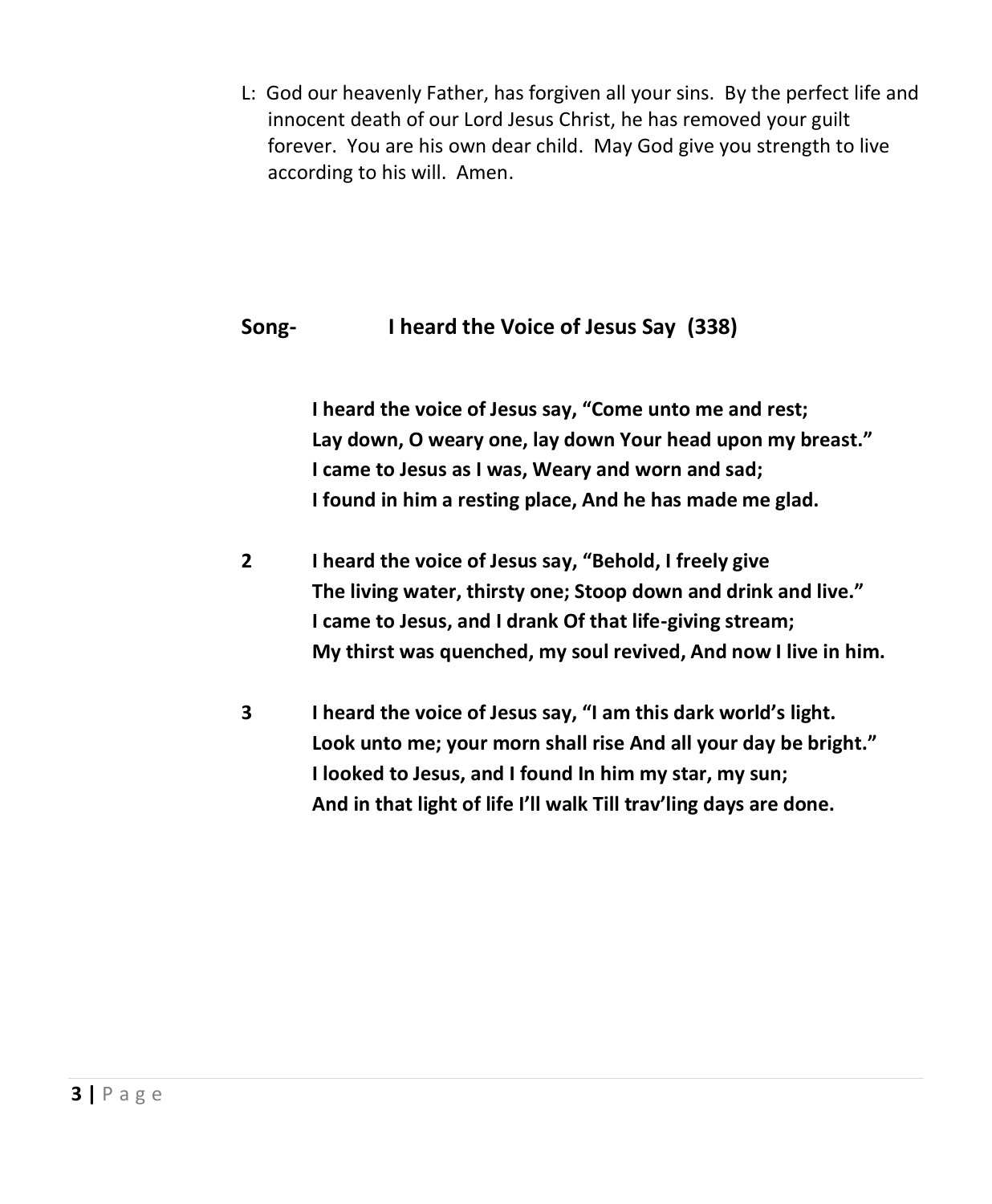L: God our heavenly Father, has forgiven all your sins. By the perfect life and innocent death of our Lord Jesus Christ, he has removed your guilt forever. You are his own dear child. May God give you strength to live according to his will. Amen.

## Song- I heard the Voice of Jesus Say (338)

**I heard the voice of Jesus say, "Come unto me and rest;**
**Lay down, O weary one, lay down Your head upon my breast."**
**I came to Jesus as I was, Weary and worn and sad;**
**I found in him a resting place, And he has made me glad.**

**2 I heard the voice of Jesus say, "Behold, I freely give**
**The living water, thirsty one; Stoop down and drink and live."**
**I came to Jesus, and I drank Of that life-giving stream;**
**My thirst was quenched, my soul revived, And now I live in him.**

**3 I heard the voice of Jesus say, "I am this dark world's light.**
**Look unto me; your morn shall rise And all your day be bright."**
**I looked to Jesus, and I found In him my star, my sun;**
**And in that light of life I'll walk Till trav'ling days are done.**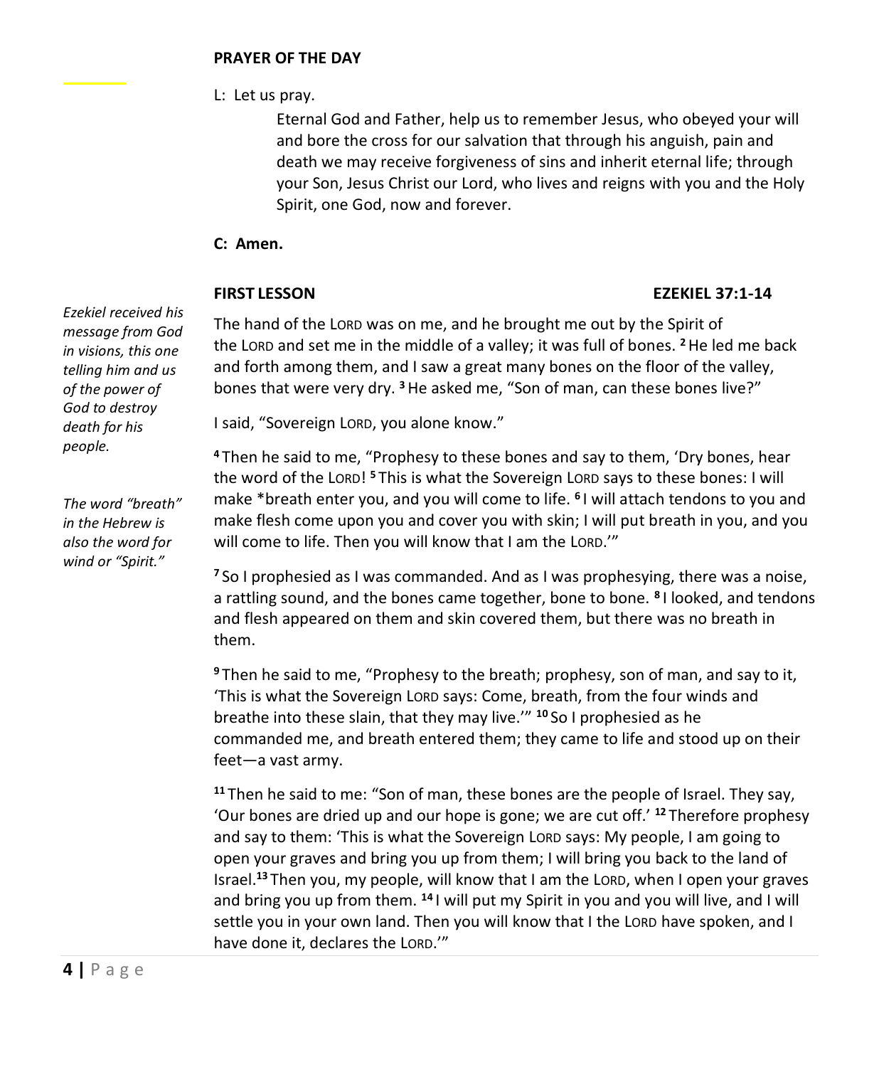**PRAYER OF THE DAY**

L: Let us pray.

> Eternal God and Father, help us to remember Jesus, who obeyed your will and bore the cross for our salvation that through his anguish, pain and death we may receive forgiveness of sins and inherit eternal life; through your Son, Jesus Christ our Lord, who lives and reigns with you and the Holy Spirit, one God, now and forever.

**C: Amen.**

**FIRST LESSON** **EZEKIEL 37:1-14**

*Ezekiel received his message from God in visions, this one telling him and us of the power of God to destroy death for his people.*

*The word "breath" in the Hebrew is also the word for wind or "Spirit."*

The hand of the LORD was on me, and he brought me out by the Spirit of the LORD and set me in the middle of a valley; it was full of bones. **2** He led me back and forth among them, and I saw a great many bones on the floor of the valley, bones that were very dry. **3** He asked me, "Son of man, can these bones live?"

I said, "Sovereign LORD, you alone know."

**4** Then he said to me, "Prophesy to these bones and say to them, 'Dry bones, hear the word of the LORD! **5** This is what the Sovereign LORD says to these bones: I will make *breath enter you, and you will come to life. **6** I will attach tendons to you and make flesh come upon you and cover you with skin; I will put breath in you, and you will come to life. Then you will know that I am the LORD.'"

**7** So I prophesied as I was commanded. And as I was prophesying, there was a noise, a rattling sound, and the bones came together, bone to bone. **8** I looked, and tendons and flesh appeared on them and skin covered them, but there was no breath in them.

**9** Then he said to me, "Prophesy to the breath; prophesy, son of man, and say to it, 'This is what the Sovereign LORD says: Come, breath, from the four winds and breathe into these slain, that they may live.'" **10** So I prophesied as he commanded me, and breath entered them; they came to life and stood up on their feet—a vast army.

**11** Then he said to me: "Son of man, these bones are the people of Israel. They say, 'Our bones are dried up and our hope is gone; we are cut off.' **12** Therefore prophesy and say to them: 'This is what the Sovereign LORD says: My people, I am going to open your graves and bring you up from them; I will bring you back to the land of Israel.**13** Then you, my people, will know that I am the LORD, when I open your graves and bring you up from them. **14** I will put my Spirit in you and you will live, and I will settle you in your own land. Then you will know that I the LORD have spoken, and I have done it, declares the LORD.'"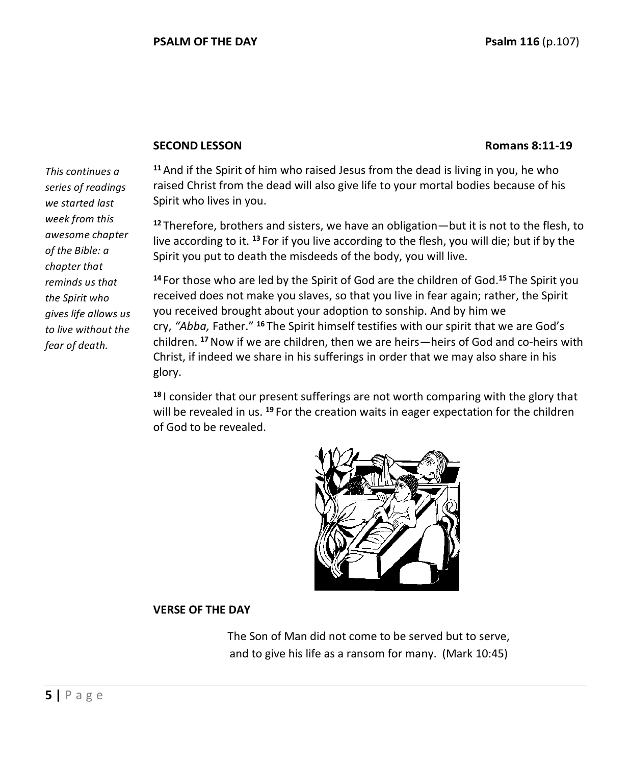**PSALM OF THE DAY** **Psalm 116** (p.107)

**SECOND LESSON** **Romans 8:11-19**

*This continues a series of readings we started last week from this awesome chapter of the Bible: a chapter that reminds us that the Spirit who gives life allows us to live without the fear of death.*

**11** And if the Spirit of him who raised Jesus from the dead is living in you, he who raised Christ from the dead will also give life to your mortal bodies because of his Spirit who lives in you.

**12** Therefore, brothers and sisters, we have an obligation—but it is not to the flesh, to live according to it. **13** For if you live according to the flesh, you will die; but if by the Spirit you put to death the misdeeds of the body, you will live.

**14** For those who are led by the Spirit of God are the children of God. **15** The Spirit you received does not make you slaves, so that you live in fear again; rather, the Spirit you received brought about your adoption to sonship. And by him we cry, *"Abba,* Father." **16** The Spirit himself testifies with our spirit that we are God's children. **17** Now if we are children, then we are heirs—heirs of God and co-heirs with Christ, if indeed we share in his sufferings in order that we may also share in his glory.

**18** I consider that our present sufferings are not worth comparing with the glory that will be revealed in us. **19** For the creation waits in eager expectation for the children of God to be revealed.

**VERSE OF THE DAY**

The Son of Man did not come to be served but to serve,
and to give his life as a ransom for many. (Mark 10:45)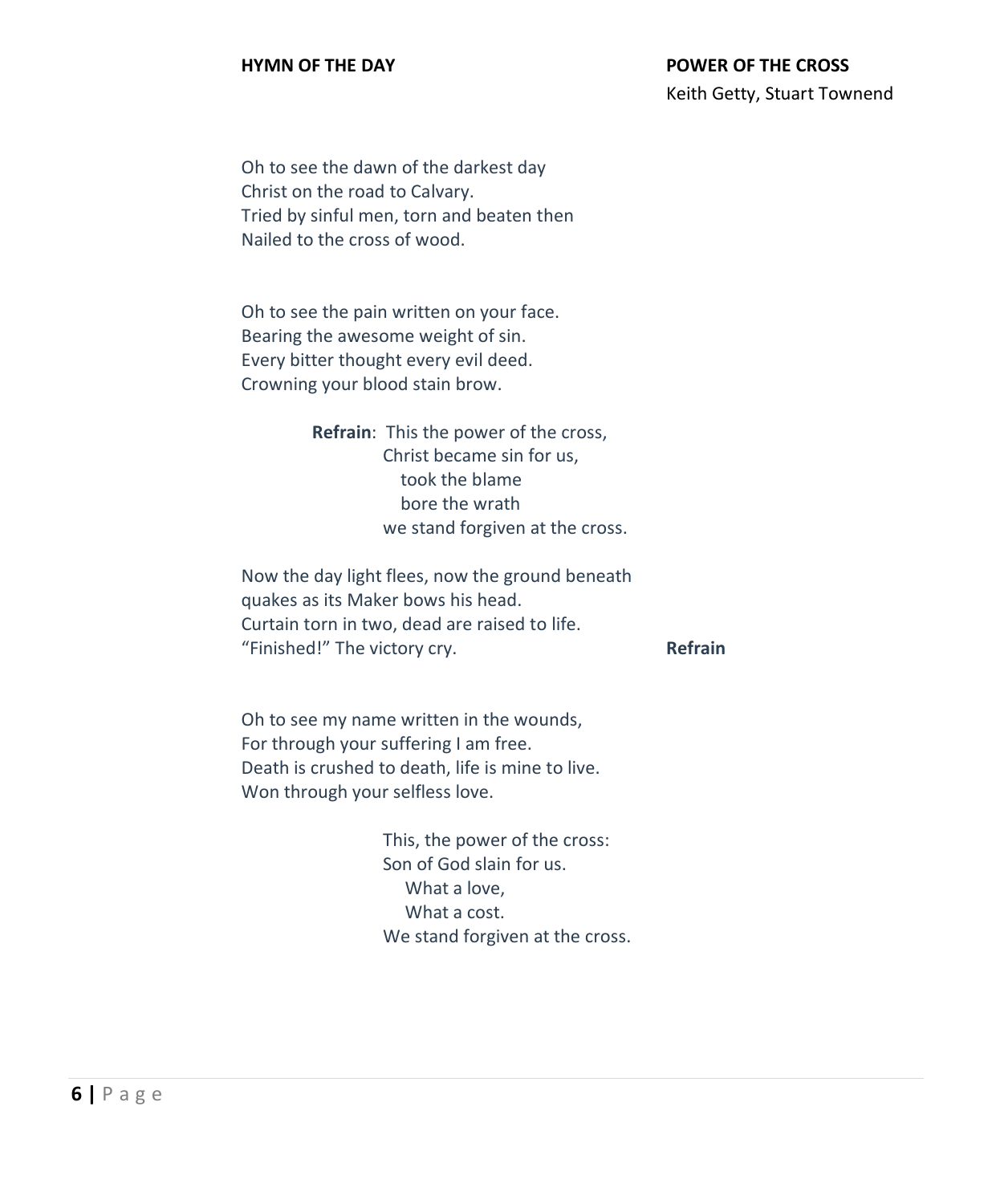**HYMN OF THE DAY**

**POWER OF THE CROSS**
Keith Getty, Stuart Townend

Oh to see the dawn of the darkest day
Christ on the road to Calvary.
Tried by sinful men, torn and beaten then
Nailed to the cross of wood.

Oh to see the pain written on your face.
Bearing the awesome weight of sin.
Every bitter thought every evil deed.
Crowning your blood stain brow.

**Refrain**: This the power of the cross,
Christ became sin for us,
took the blame
bore the wrath
we stand forgiven at the cross.

Now the day light flees, now the ground beneath
quakes as its Maker bows his head.
Curtain torn in two, dead are raised to life.
"Finished!" The victory cry. **Refrain**

Oh to see my name written in the wounds,
For through your suffering I am free.
Death is crushed to death, life is mine to live.
Won through your selfless love.

This, the power of the cross:
Son of God slain for us.
What a love,
What a cost.
We stand forgiven at the cross.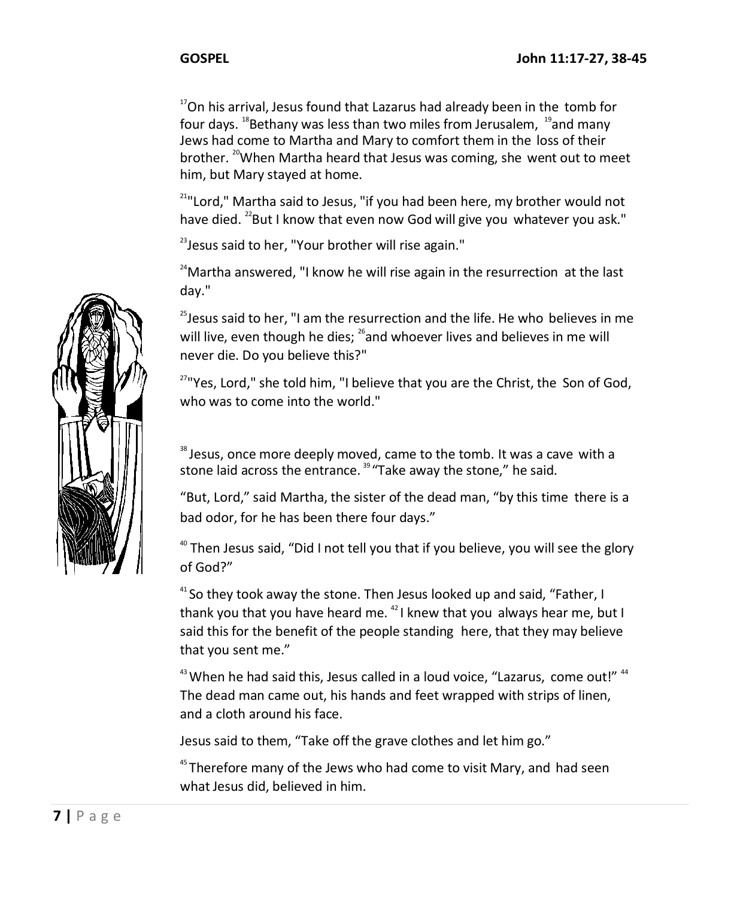**GOSPEL** **John 11:17-27, 38-45**

[17]On his arrival, Jesus found that Lazarus had already been in the tomb for four days. [18]Bethany was less than two miles from Jerusalem, [19]and many Jews had come to Martha and Mary to comfort them in the loss of their brother. [20]When Martha heard that Jesus was coming, she went out to meet him, but Mary stayed at home.

[21]"Lord," Martha said to Jesus, "if you had been here, my brother would not have died. [22]But I know that even now God will give you whatever you ask."

[23]Jesus said to her, "Your brother will rise again."

[24]Martha answered, "I know he will rise again in the resurrection at the last day."

[25]Jesus said to her, "I am the resurrection and the life. He who believes in me will live, even though he dies; [26]and whoever lives and believes in me will never die. Do you believe this?"

[27]"Yes, Lord," she told him, "I believe that you are the Christ, the Son of God, who was to come into the world."

[38] Jesus, once more deeply moved, came to the tomb. It was a cave with a stone laid across the entrance. [39] "Take away the stone," he said.

"But, Lord," said Martha, the sister of the dead man, "by this time there is a bad odor, for he has been there four days."

[40] Then Jesus said, "Did I not tell you that if you believe, you will see the glory of God?"

[41] So they took away the stone. Then Jesus looked up and said, "Father, I thank you that you have heard me. [42] I knew that you always hear me, but I said this for the benefit of the people standing here, that they may believe that you sent me."

[43] When he had said this, Jesus called in a loud voice, "Lazarus, come out!" [44] The dead man came out, his hands and feet wrapped with strips of linen, and a cloth around his face.

Jesus said to them, "Take off the grave clothes and let him go."

[45] Therefore many of the Jews who had come to visit Mary, and had seen what Jesus did, believed in him.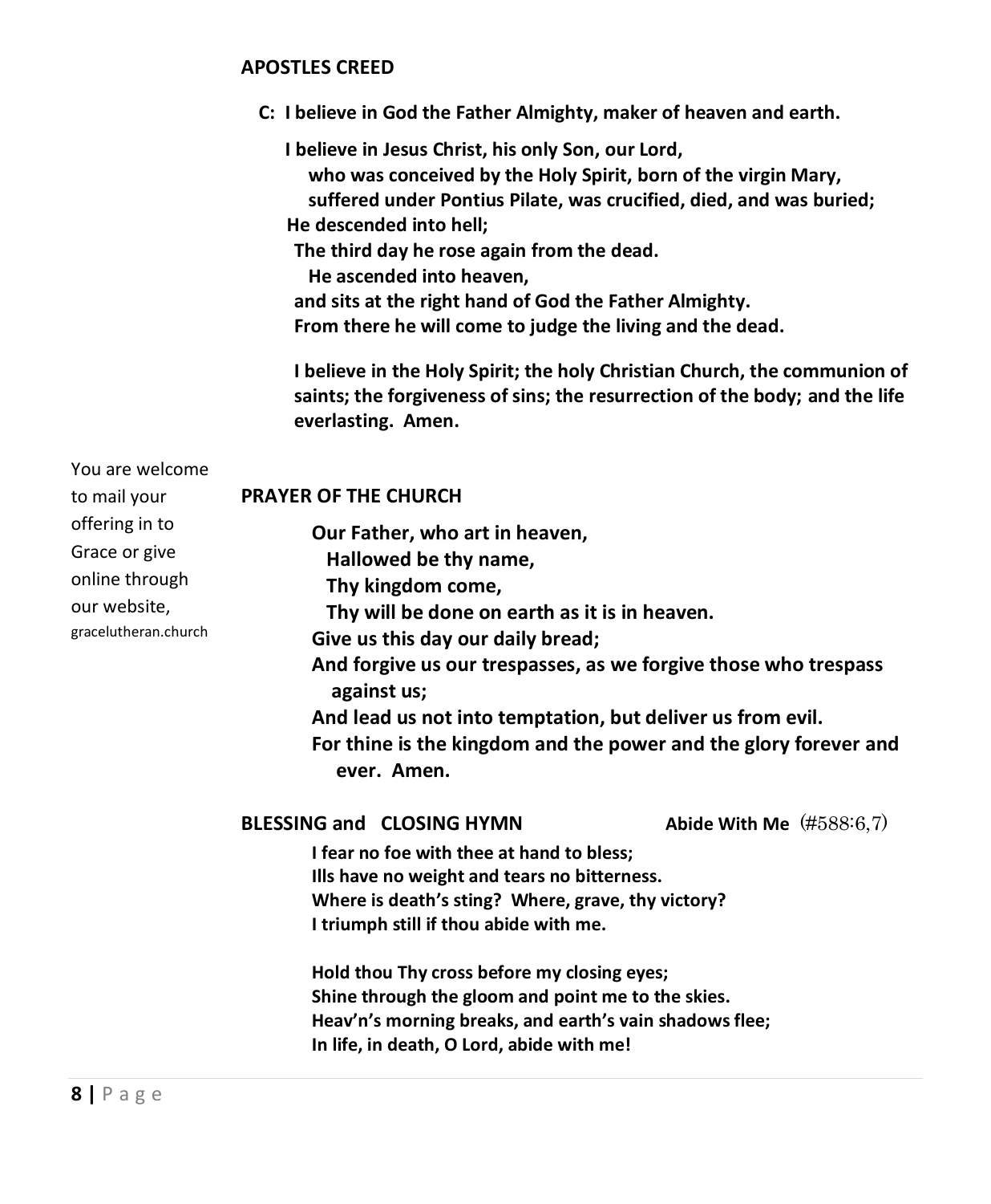## APOSTLES CREED

**C: I believe in God the Father Almighty, maker of heaven and earth.**

**I believe in Jesus Christ, his only Son, our Lord,**
**who was conceived by the Holy Spirit, born of the virgin Mary,**
**suffered under Pontius Pilate, was crucified, died, and was buried;**
**He descended into hell;**
**The third day he rose again from the dead.**
**He ascended into heaven,**
**and sits at the right hand of God the Father Almighty.**
**From there he will come to judge the living and the dead.**

**I believe in the Holy Spirit; the holy Christian Church, the communion of saints; the forgiveness of sins; the resurrection of the body; and the life everlasting. Amen.**

You are welcome to mail your offering in to Grace or give online through our website, gracelutheran.church

## PRAYER OF THE CHURCH

**Our Father, who art in heaven,**
**Hallowed be thy name,**
**Thy kingdom come,**
**Thy will be done on earth as it is in heaven.**
**Give us this day our daily bread;**
**And forgive us our trespasses, as we forgive those who trespass against us;**
**And lead us not into temptation, but deliver us from evil.**
**For thine is the kingdom and the power and the glory forever and ever. Amen.**

## BLESSING and CLOSING HYMN — Abide With Me (#588:6,7)

**I fear no foe with thee at hand to bless;**
**Ills have no weight and tears no bitterness.**
**Where is death's sting? Where, grave, thy victory?**
**I triumph still if thou abide with me.**

**Hold thou Thy cross before my closing eyes;**
**Shine through the gloom and point me to the skies.**
**Heav'n's morning breaks, and earth's vain shadows flee;**
**In life, in death, O Lord, abide with me!**